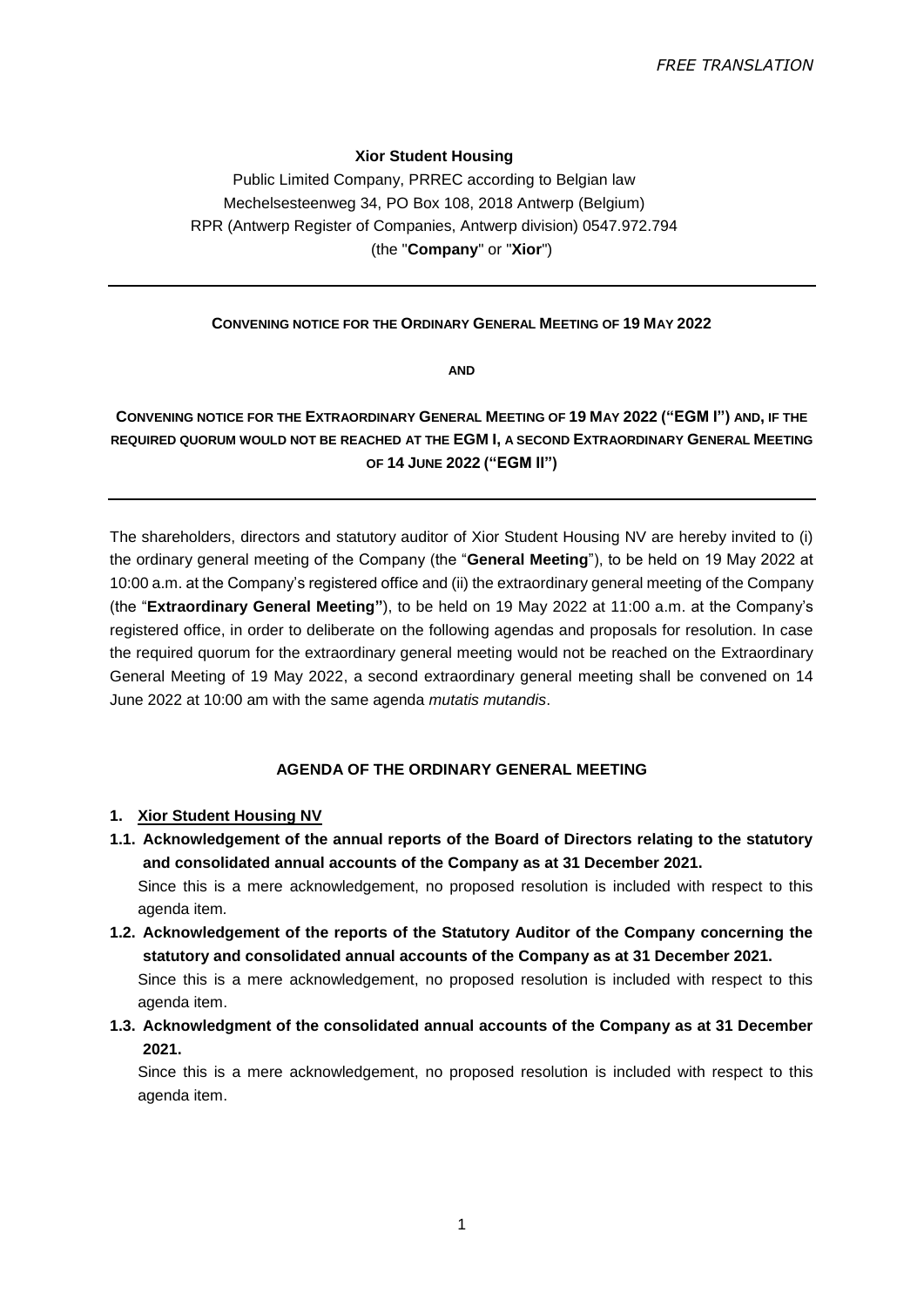*FREE TRANSLATION*

**Xior Student Housing**

Public Limited Company, PRREC according to Belgian law
Mechelsesteenweg 34, PO Box 108, 2018 Antwerp (Belgium)
RPR (Antwerp Register of Companies, Antwerp division) 0547.972.794
(the "**Company**" or "**Xior**")

---

**CONVENING NOTICE FOR THE ORDINARY GENERAL MEETING OF 19 MAY 2022**

**AND**

**CONVENING NOTICE FOR THE EXTRAORDINARY GENERAL MEETING OF 19 MAY 2022 ("EGM I") AND, IF THE REQUIRED QUORUM WOULD NOT BE REACHED AT THE EGM I, A SECOND EXTRAORDINARY GENERAL MEETING OF 14 JUNE 2022 ("EGM II")**

---

The shareholders, directors and statutory auditor of Xior Student Housing NV are hereby invited to (i) the ordinary general meeting of the Company (the "**General Meeting**"), to be held on 19 May 2022 at 10:00 a.m. at the Company's registered office and (ii) the extraordinary general meeting of the Company (the "**Extraordinary General Meeting"**), to be held on 19 May 2022 at 11:00 a.m. at the Company's registered office, in order to deliberate on the following agendas and proposals for resolution. In case the required quorum for the extraordinary general meeting would not be reached on the Extraordinary General Meeting of 19 May 2022, a second extraordinary general meeting shall be convened on 14 June 2022 at 10:00 am with the same agenda *mutatis mutandis*.

**AGENDA OF THE ORDINARY GENERAL MEETING**

**1. <u>Xior Student Housing NV</u>**

**1.1. Acknowledgement of the annual reports of the Board of Directors relating to the statutory and consolidated annual accounts of the Company as at 31 December 2021.**

Since this is a mere acknowledgement, no proposed resolution is included with respect to this agenda item.

**1.2. Acknowledgement of the reports of the Statutory Auditor of the Company concerning the statutory and consolidated annual accounts of the Company as at 31 December 2021.**

Since this is a mere acknowledgement, no proposed resolution is included with respect to this agenda item.

**1.3. Acknowledgment of the consolidated annual accounts of the Company as at 31 December 2021.**

Since this is a mere acknowledgement, no proposed resolution is included with respect to this agenda item.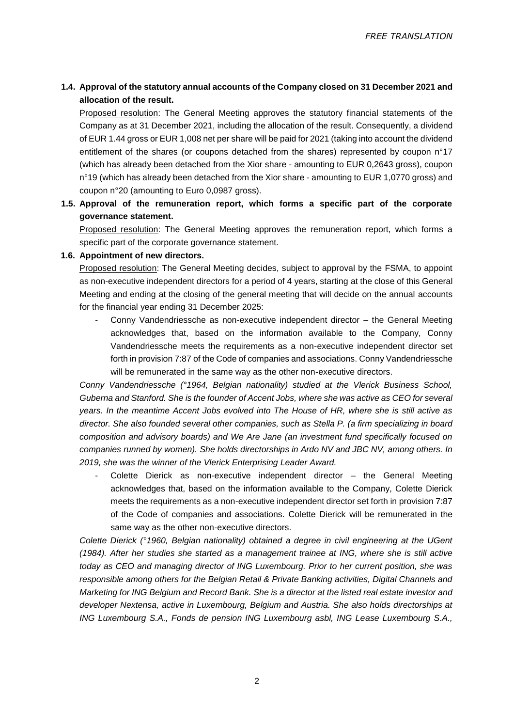**1.4. Approval of the statutory annual accounts of the Company closed on 31 December 2021 and allocation of the result.**

Proposed resolution: The General Meeting approves the statutory financial statements of the Company as at 31 December 2021, including the allocation of the result. Consequently, a dividend of EUR 1.44 gross or EUR 1,008 net per share will be paid for 2021 (taking into account the dividend entitlement of the shares (or coupons detached from the shares) represented by coupon n°17 (which has already been detached from the Xior share - amounting to EUR 0,2643 gross), coupon n°19 (which has already been detached from the Xior share - amounting to EUR 1,0770 gross) and coupon n°20 (amounting to Euro 0,0987 gross).

**1.5. Approval of the remuneration report, which forms a specific part of the corporate governance statement.**

Proposed resolution: The General Meeting approves the remuneration report, which forms a specific part of the corporate governance statement.

**1.6. Appointment of new directors.**

Proposed resolution: The General Meeting decides, subject to approval by the FSMA, to appoint as non-executive independent directors for a period of 4 years, starting at the close of this General Meeting and ending at the closing of the general meeting that will decide on the annual accounts for the financial year ending 31 December 2025:

- Conny Vandendriessche as non-executive independent director – the General Meeting acknowledges that, based on the information available to the Company, Conny Vandendriessche meets the requirements as a non-executive independent director set forth in provision 7:87 of the Code of companies and associations. Conny Vandendriessche will be remunerated in the same way as the other non-executive directors.

*Conny Vandendriessche (°1964, Belgian nationality) studied at the Vlerick Business School, Guberna and Stanford. She is the founder of Accent Jobs, where she was active as CEO for several years. In the meantime Accent Jobs evolved into The House of HR, where she is still active as director. She also founded several other companies, such as Stella P. (a firm specializing in board composition and advisory boards) and We Are Jane (an investment fund specifically focused on companies runned by women). She holds directorships in Ardo NV and JBC NV, among others. In 2019, she was the winner of the Vlerick Enterprising Leader Award.*

- Colette Dierick as non-executive independent director – the General Meeting acknowledges that, based on the information available to the Company, Colette Dierick meets the requirements as a non-executive independent director set forth in provision 7:87 of the Code of companies and associations. Colette Dierick will be remunerated in the same way as the other non-executive directors.

*Colette Dierick (°1960, Belgian nationality) obtained a degree in civil engineering at the UGent (1984). After her studies she started as a management trainee at ING, where she is still active today as CEO and managing director of ING Luxembourg. Prior to her current position, she was responsible among others for the Belgian Retail & Private Banking activities, Digital Channels and Marketing for ING Belgium and Record Bank. She is a director at the listed real estate investor and developer Nextensa, active in Luxembourg, Belgium and Austria. She also holds directorships at ING Luxembourg S.A., Fonds de pension ING Luxembourg asbl, ING Lease Luxembourg S.A.,*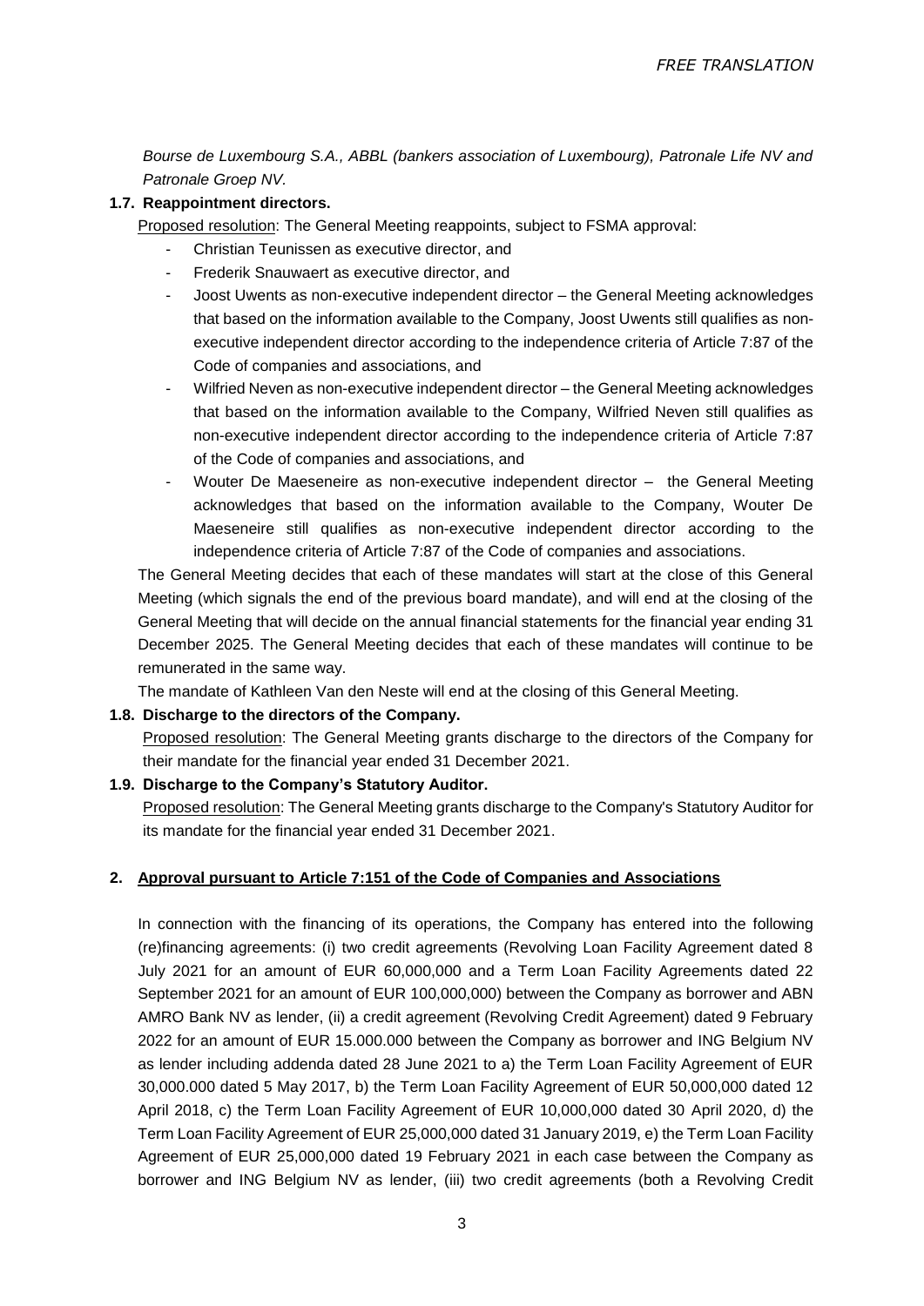*Bourse de Luxembourg S.A., ABBL (bankers association of Luxembourg), Patronale Life NV and Patronale Groep NV.*

**1.7. Reappointment directors.**

Proposed resolution: The General Meeting reappoints, subject to FSMA approval:

- Christian Teunissen as executive director, and
- Frederik Snauwaert as executive director, and
- Joost Uwents as non-executive independent director – the General Meeting acknowledges that based on the information available to the Company, Joost Uwents still qualifies as non-executive independent director according to the independence criteria of Article 7:87 of the Code of companies and associations, and
- Wilfried Neven as non-executive independent director – the General Meeting acknowledges that based on the information available to the Company, Wilfried Neven still qualifies as non-executive independent director according to the independence criteria of Article 7:87 of the Code of companies and associations, and
- Wouter De Maeseneire as non-executive independent director – the General Meeting acknowledges that based on the information available to the Company, Wouter De Maeseneire still qualifies as non-executive independent director according to the independence criteria of Article 7:87 of the Code of companies and associations.

The General Meeting decides that each of these mandates will start at the close of this General Meeting (which signals the end of the previous board mandate), and will end at the closing of the General Meeting that will decide on the annual financial statements for the financial year ending 31 December 2025. The General Meeting decides that each of these mandates will continue to be remunerated in the same way.

The mandate of Kathleen Van den Neste will end at the closing of this General Meeting.

**1.8. Discharge to the directors of the Company.**

Proposed resolution: The General Meeting grants discharge to the directors of the Company for their mandate for the financial year ended 31 December 2021.

**1.9. Discharge to the Company's Statutory Auditor.**

Proposed resolution: The General Meeting grants discharge to the Company's Statutory Auditor for its mandate for the financial year ended 31 December 2021.

**2. Approval pursuant to Article 7:151 of the Code of Companies and Associations**

In connection with the financing of its operations, the Company has entered into the following (re)financing agreements: (i) two credit agreements (Revolving Loan Facility Agreement dated 8 July 2021 for an amount of EUR 60,000,000 and a Term Loan Facility Agreements dated 22 September 2021 for an amount of EUR 100,000,000) between the Company as borrower and ABN AMRO Bank NV as lender, (ii) a credit agreement (Revolving Credit Agreement) dated 9 February 2022 for an amount of EUR 15.000.000 between the Company as borrower and ING Belgium NV as lender including addenda dated 28 June 2021 to a) the Term Loan Facility Agreement of EUR 30,000.000 dated 5 May 2017, b) the Term Loan Facility Agreement of EUR 50,000,000 dated 12 April 2018, c) the Term Loan Facility Agreement of EUR 10,000,000 dated 30 April 2020, d) the Term Loan Facility Agreement of EUR 25,000,000 dated 31 January 2019, e) the Term Loan Facility Agreement of EUR 25,000,000 dated 19 February 2021 in each case between the Company as borrower and ING Belgium NV as lender, (iii) two credit agreements (both a Revolving Credit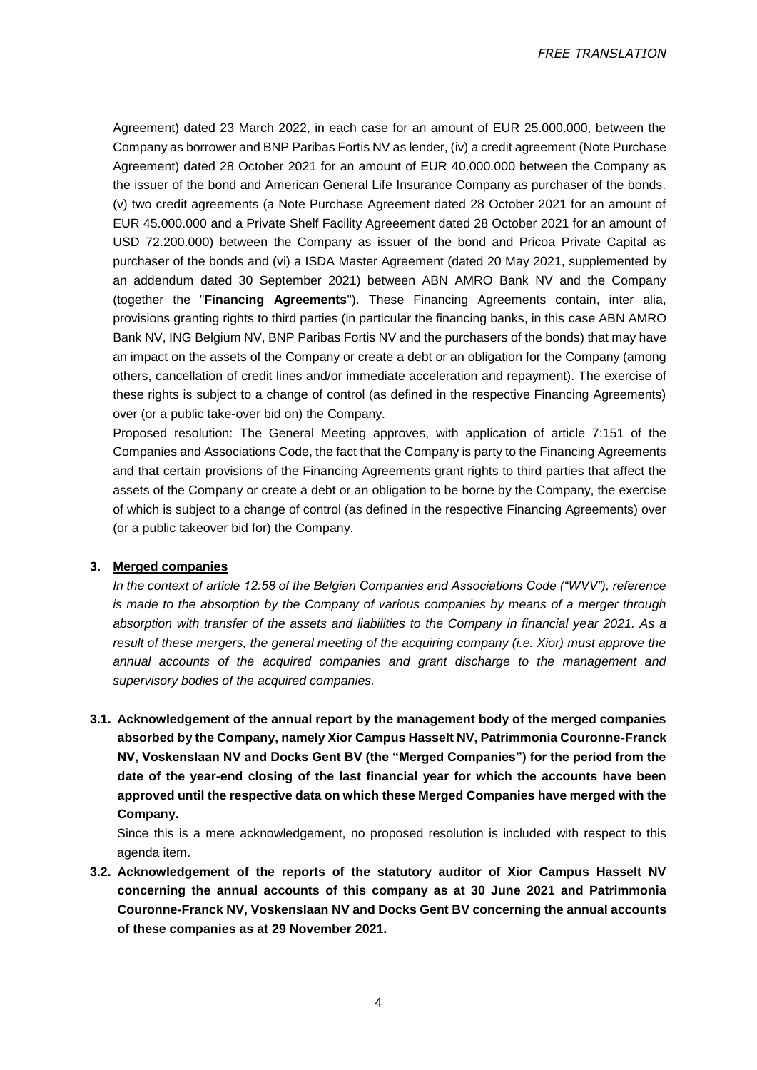Agreement) dated 23 March 2022, in each case for an amount of EUR 25.000.000, between the Company as borrower and BNP Paribas Fortis NV as lender, (iv) a credit agreement (Note Purchase Agreement) dated 28 October 2021 for an amount of EUR 40.000.000 between the Company as the issuer of the bond and American General Life Insurance Company as purchaser of the bonds. (v) two credit agreements (a Note Purchase Agreement dated 28 October 2021 for an amount of EUR 45.000.000 and a Private Shelf Facility Agreeement dated 28 October 2021 for an amount of USD 72.200.000) between the Company as issuer of the bond and Pricoa Private Capital as purchaser of the bonds and (vi) a ISDA Master Agreement (dated 20 May 2021, supplemented by an addendum dated 30 September 2021) between ABN AMRO Bank NV and the Company (together the "**Financing Agreements**"). These Financing Agreements contain, inter alia, provisions granting rights to third parties (in particular the financing banks, in this case ABN AMRO Bank NV, ING Belgium NV, BNP Paribas Fortis NV and the purchasers of the bonds) that may have an impact on the assets of the Company or create a debt or an obligation for the Company (among others, cancellation of credit lines and/or immediate acceleration and repayment). The exercise of these rights is subject to a change of control (as defined in the respective Financing Agreements) over (or a public take-over bid on) the Company.

Proposed resolution: The General Meeting approves, with application of article 7:151 of the Companies and Associations Code, the fact that the Company is party to the Financing Agreements and that certain provisions of the Financing Agreements grant rights to third parties that affect the assets of the Company or create a debt or an obligation to be borne by the Company, the exercise of which is subject to a change of control (as defined in the respective Financing Agreements) over (or a public takeover bid for) the Company.

## 3. Merged companies

*In the context of article 12:58 of the Belgian Companies and Associations Code ("WVV"), reference is made to the absorption by the Company of various companies by means of a merger through absorption with transfer of the assets and liabilities to the Company in financial year 2021. As a result of these mergers, the general meeting of the acquiring company (i.e. Xior) must approve the annual accounts of the acquired companies and grant discharge to the management and supervisory bodies of the acquired companies.*

**3.1. Acknowledgement of the annual report by the management body of the merged companies absorbed by the Company, namely Xior Campus Hasselt NV, Patrimmonia Couronne-Franck NV, Voskenslaan NV and Docks Gent BV (the "Merged Companies") for the period from the date of the year-end closing of the last financial year for which the accounts have been approved until the respective data on which these Merged Companies have merged with the Company.**

Since this is a mere acknowledgement, no proposed resolution is included with respect to this agenda item.

**3.2. Acknowledgement of the reports of the statutory auditor of Xior Campus Hasselt NV concerning the annual accounts of this company as at 30 June 2021 and Patrimmonia Couronne-Franck NV, Voskenslaan NV and Docks Gent BV concerning the annual accounts of these companies as at 29 November 2021.**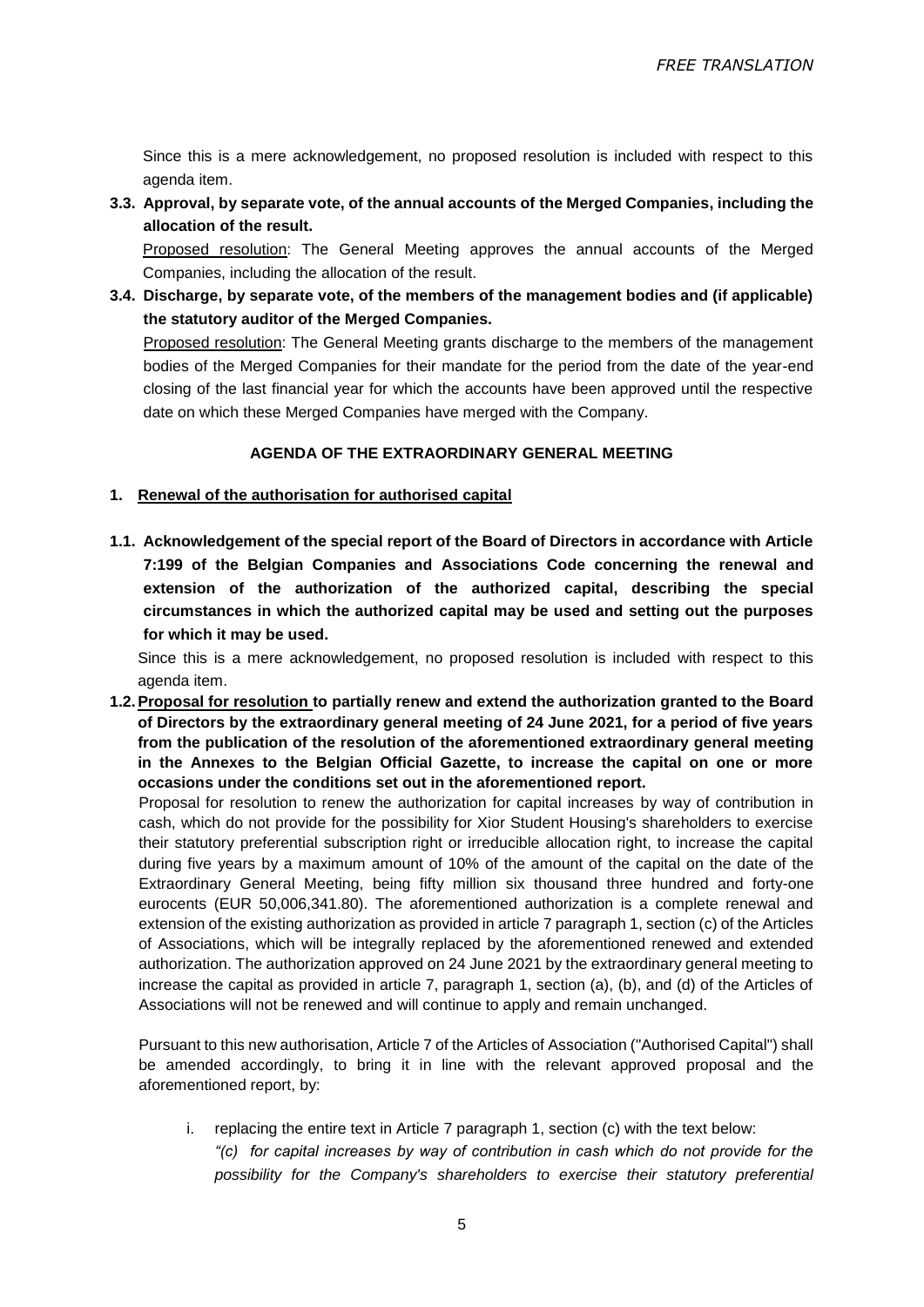Since this is a mere acknowledgement, no proposed resolution is included with respect to this agenda item.

**3.3. Approval, by separate vote, of the annual accounts of the Merged Companies, including the allocation of the result.**

Proposed resolution: The General Meeting approves the annual accounts of the Merged Companies, including the allocation of the result.

**3.4. Discharge, by separate vote, of the members of the management bodies and (if applicable) the statutory auditor of the Merged Companies.**

Proposed resolution: The General Meeting grants discharge to the members of the management bodies of the Merged Companies for their mandate for the period from the date of the year-end closing of the last financial year for which the accounts have been approved until the respective date on which these Merged Companies have merged with the Company.

## AGENDA OF THE EXTRAORDINARY GENERAL MEETING

**1. Renewal of the authorisation for authorised capital**

**1.1. Acknowledgement of the special report of the Board of Directors in accordance with Article 7:199 of the Belgian Companies and Associations Code concerning the renewal and extension of the authorization of the authorized capital, describing the special circumstances in which the authorized capital may be used and setting out the purposes for which it may be used.**

Since this is a mere acknowledgement, no proposed resolution is included with respect to this agenda item.

**1.2. Proposal for resolution to partially renew and extend the authorization granted to the Board of Directors by the extraordinary general meeting of 24 June 2021, for a period of five years from the publication of the resolution of the aforementioned extraordinary general meeting in the Annexes to the Belgian Official Gazette, to increase the capital on one or more occasions under the conditions set out in the aforementioned report.**

Proposal for resolution to renew the authorization for capital increases by way of contribution in cash, which do not provide for the possibility for Xior Student Housing's shareholders to exercise their statutory preferential subscription right or irreducible allocation right, to increase the capital during five years by a maximum amount of 10% of the amount of the capital on the date of the Extraordinary General Meeting, being fifty million six thousand three hundred and forty-one eurocents (EUR 50,006,341.80). The aforementioned authorization is a complete renewal and extension of the existing authorization as provided in article 7 paragraph 1, section (c) of the Articles of Associations, which will be integrally replaced by the aforementioned renewed and extended authorization. The authorization approved on 24 June 2021 by the extraordinary general meeting to increase the capital as provided in article 7, paragraph 1, section (a), (b), and (d) of the Articles of Associations will not be renewed and will continue to apply and remain unchanged.

Pursuant to this new authorisation, Article 7 of the Articles of Association ("Authorised Capital") shall be amended accordingly, to bring it in line with the relevant approved proposal and the aforementioned report, by:

i. replacing the entire text in Article 7 paragraph 1, section (c) with the text below:
*"(c) for capital increases by way of contribution in cash which do not provide for the possibility for the Company's shareholders to exercise their statutory preferential*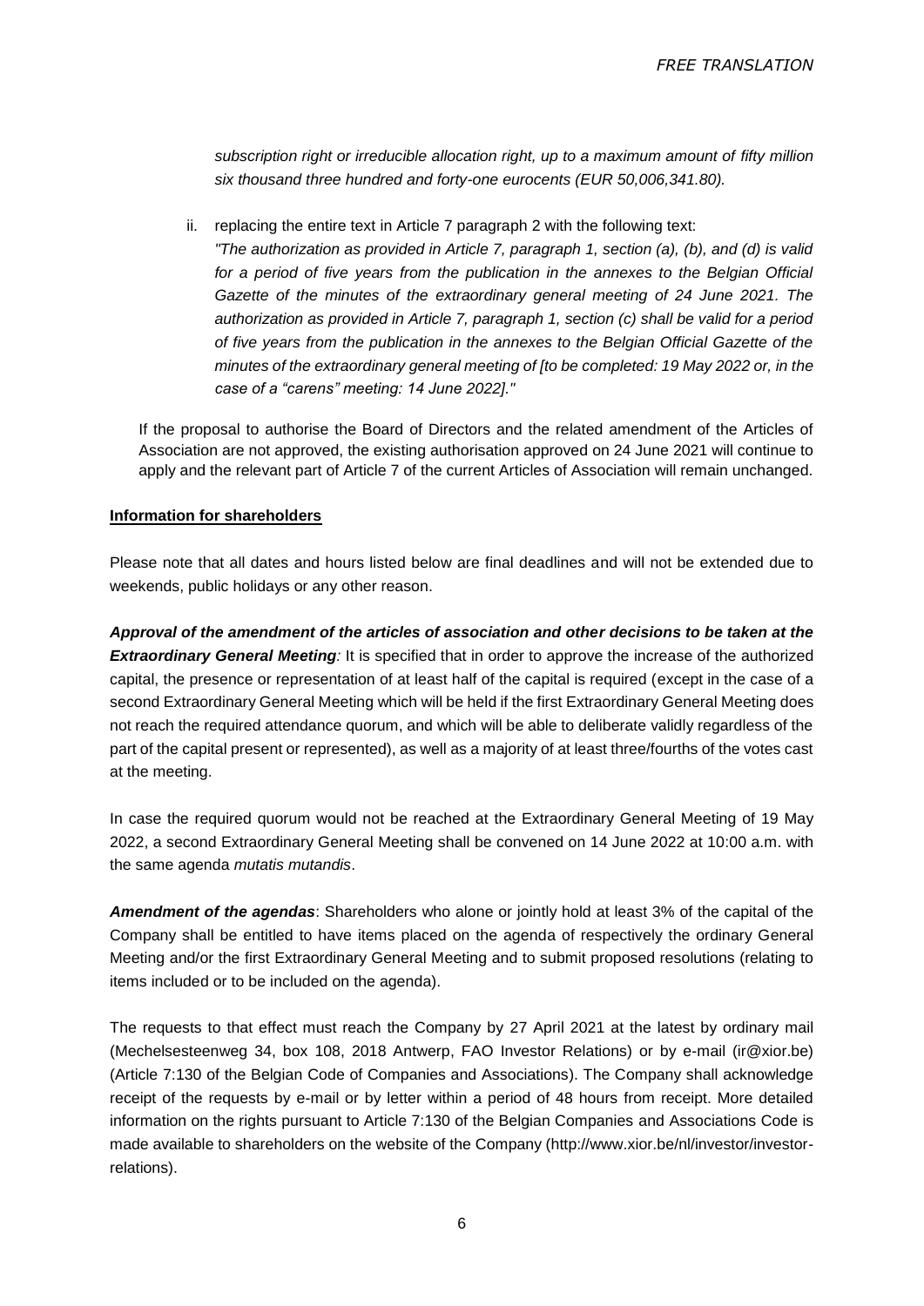*subscription right or irreducible allocation right, up to a maximum amount of fifty million six thousand three hundred and forty-one eurocents (EUR 50,006,341.80).*

ii. replacing the entire text in Article 7 paragraph 2 with the following text:
*"The authorization as provided in Article 7, paragraph 1, section (a), (b), and (d) is valid for a period of five years from the publication in the annexes to the Belgian Official Gazette of the minutes of the extraordinary general meeting of 24 June 2021. The authorization as provided in Article 7, paragraph 1, section (c) shall be valid for a period of five years from the publication in the annexes to the Belgian Official Gazette of the minutes of the extraordinary general meeting of [to be completed: 19 May 2022 or, in the case of a "carens" meeting: 14 June 2022]."*

If the proposal to authorise the Board of Directors and the related amendment of the Articles of Association are not approved, the existing authorisation approved on 24 June 2021 will continue to apply and the relevant part of Article 7 of the current Articles of Association will remain unchanged.

**Information for shareholders**

Please note that all dates and hours listed below are final deadlines and will not be extended due to weekends, public holidays or any other reason.

***Approval of the amendment of the articles of association and other decisions to be taken at the Extraordinary General Meeting:*** It is specified that in order to approve the increase of the authorized capital, the presence or representation of at least half of the capital is required (except in the case of a second Extraordinary General Meeting which will be held if the first Extraordinary General Meeting does not reach the required attendance quorum, and which will be able to deliberate validly regardless of the part of the capital present or represented), as well as a majority of at least three/fourths of the votes cast at the meeting.

In case the required quorum would not be reached at the Extraordinary General Meeting of 19 May 2022, a second Extraordinary General Meeting shall be convened on 14 June 2022 at 10:00 a.m. with the same agenda *mutatis mutandis*.

***Amendment of the agendas***: Shareholders who alone or jointly hold at least 3% of the capital of the Company shall be entitled to have items placed on the agenda of respectively the ordinary General Meeting and/or the first Extraordinary General Meeting and to submit proposed resolutions (relating to items included or to be included on the agenda).

The requests to that effect must reach the Company by 27 April 2021 at the latest by ordinary mail (Mechelsesteenweg 34, box 108, 2018 Antwerp, FAO Investor Relations) or by e-mail (ir@xior.be) (Article 7:130 of the Belgian Code of Companies and Associations). The Company shall acknowledge receipt of the requests by e-mail or by letter within a period of 48 hours from receipt. More detailed information on the rights pursuant to Article 7:130 of the Belgian Companies and Associations Code is made available to shareholders on the website of the Company (http://www.xior.be/nl/investor/investor-relations).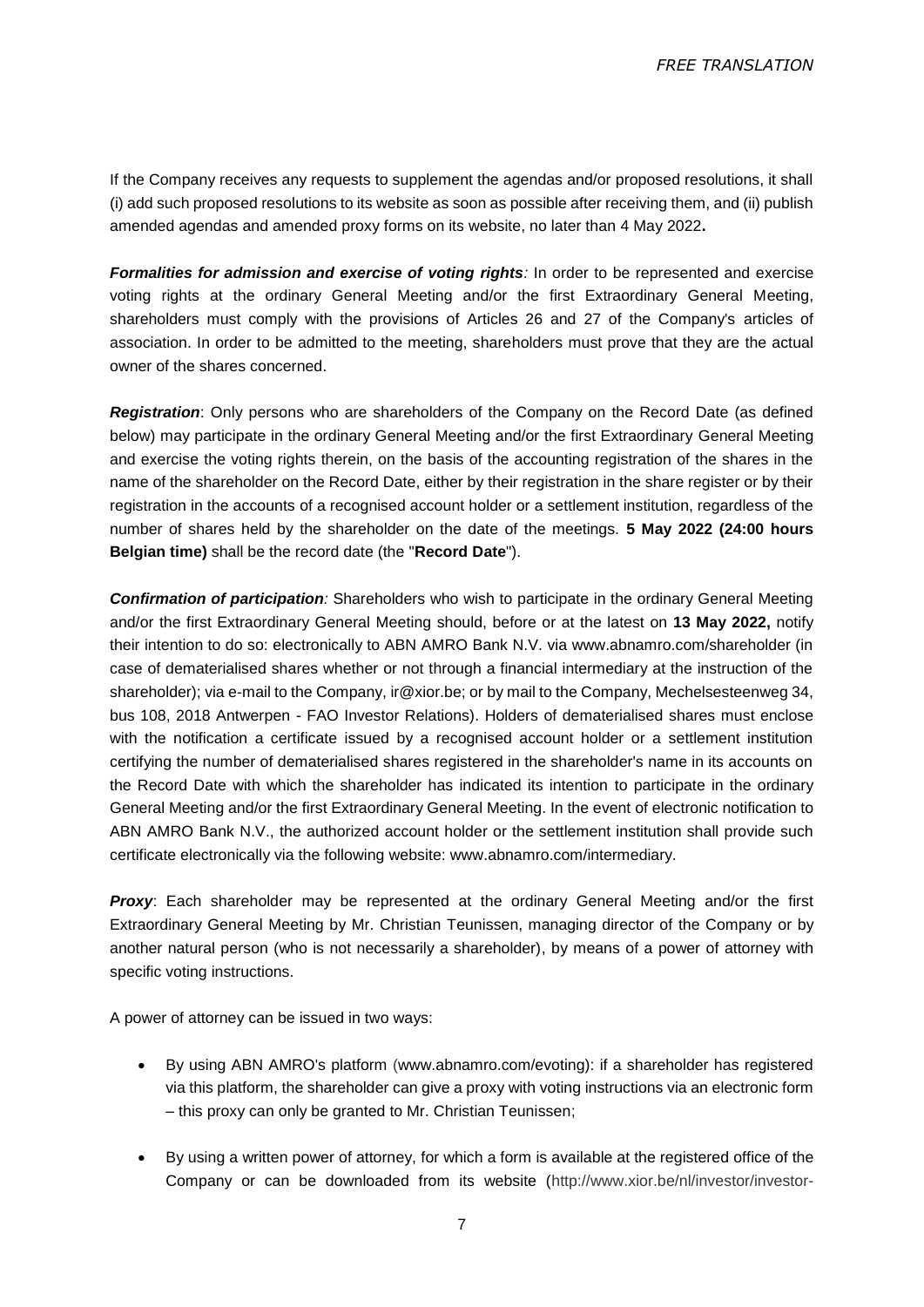If the Company receives any requests to supplement the agendas and/or proposed resolutions, it shall (i) add such proposed resolutions to its website as soon as possible after receiving them, and (ii) publish amended agendas and amended proxy forms on its website, no later than 4 May 2022**.**

***Formalities for admission and exercise of voting rights****:* In order to be represented and exercise voting rights at the ordinary General Meeting and/or the first Extraordinary General Meeting, shareholders must comply with the provisions of Articles 26 and 27 of the Company's articles of association. In order to be admitted to the meeting, shareholders must prove that they are the actual owner of the shares concerned.

***Registration***: Only persons who are shareholders of the Company on the Record Date (as defined below) may participate in the ordinary General Meeting and/or the first Extraordinary General Meeting and exercise the voting rights therein, on the basis of the accounting registration of the shares in the name of the shareholder on the Record Date, either by their registration in the share register or by their registration in the accounts of a recognised account holder or a settlement institution, regardless of the number of shares held by the shareholder on the date of the meetings. **5 May 2022 (24:00 hours Belgian time)** shall be the record date (the "**Record Date**").

***Confirmation of participation****:* Shareholders who wish to participate in the ordinary General Meeting and/or the first Extraordinary General Meeting should, before or at the latest on **13 May 2022,** notify their intention to do so: electronically to ABN AMRO Bank N.V. via www.abnamro.com/shareholder (in case of dematerialised shares whether or not through a financial intermediary at the instruction of the shareholder); via e-mail to the Company, ir@xior.be; or by mail to the Company, Mechelsesteenweg 34, bus 108, 2018 Antwerpen - FAO Investor Relations). Holders of dematerialised shares must enclose with the notification a certificate issued by a recognised account holder or a settlement institution certifying the number of dematerialised shares registered in the shareholder's name in its accounts on the Record Date with which the shareholder has indicated its intention to participate in the ordinary General Meeting and/or the first Extraordinary General Meeting. In the event of electronic notification to ABN AMRO Bank N.V., the authorized account holder or the settlement institution shall provide such certificate electronically via the following website: www.abnamro.com/intermediary.

***Proxy***: Each shareholder may be represented at the ordinary General Meeting and/or the first Extraordinary General Meeting by Mr. Christian Teunissen, managing director of the Company or by another natural person (who is not necessarily a shareholder), by means of a power of attorney with specific voting instructions.

A power of attorney can be issued in two ways:

- By using ABN AMRO's platform (www.abnamro.com/evoting): if a shareholder has registered via this platform, the shareholder can give a proxy with voting instructions via an electronic form – this proxy can only be granted to Mr. Christian Teunissen;
- By using a written power of attorney, for which a form is available at the registered office of the Company or can be downloaded from its website (http://www.xior.be/nl/investor/investor-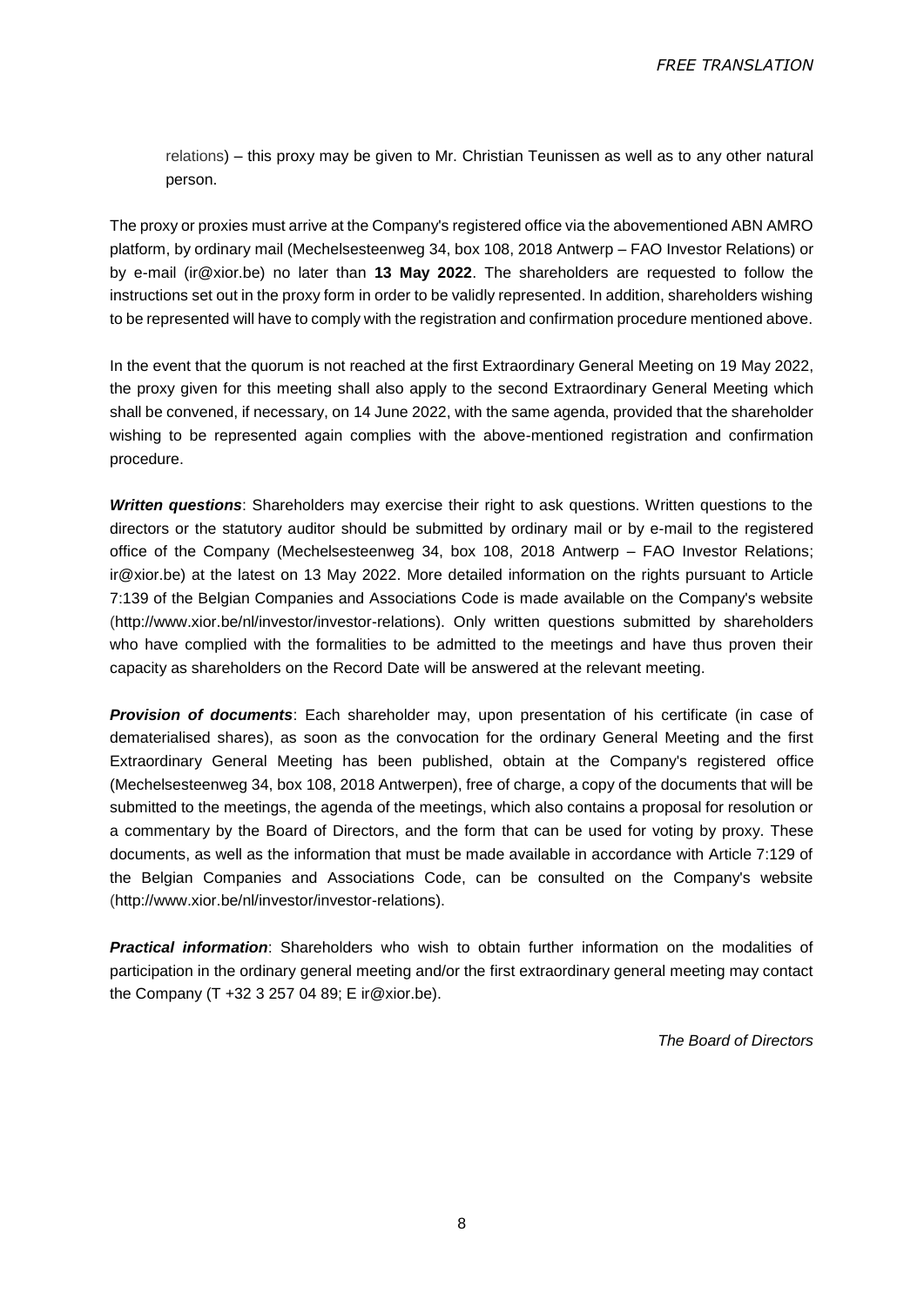relations) – this proxy may be given to Mr. Christian Teunissen as well as to any other natural person.

The proxy or proxies must arrive at the Company's registered office via the abovementioned ABN AMRO platform, by ordinary mail (Mechelsesteenweg 34, box 108, 2018 Antwerp – FAO Investor Relations) or by e-mail (ir@xior.be) no later than **13 May 2022**. The shareholders are requested to follow the instructions set out in the proxy form in order to be validly represented. In addition, shareholders wishing to be represented will have to comply with the registration and confirmation procedure mentioned above.

In the event that the quorum is not reached at the first Extraordinary General Meeting on 19 May 2022, the proxy given for this meeting shall also apply to the second Extraordinary General Meeting which shall be convened, if necessary, on 14 June 2022, with the same agenda, provided that the shareholder wishing to be represented again complies with the above-mentioned registration and confirmation procedure.

***Written questions***: Shareholders may exercise their right to ask questions. Written questions to the directors or the statutory auditor should be submitted by ordinary mail or by e-mail to the registered office of the Company (Mechelsesteenweg 34, box 108, 2018 Antwerp – FAO Investor Relations; ir@xior.be) at the latest on 13 May 2022. More detailed information on the rights pursuant to Article 7:139 of the Belgian Companies and Associations Code is made available on the Company's website (http://www.xior.be/nl/investor/investor-relations). Only written questions submitted by shareholders who have complied with the formalities to be admitted to the meetings and have thus proven their capacity as shareholders on the Record Date will be answered at the relevant meeting.

***Provision of documents***: Each shareholder may, upon presentation of his certificate (in case of dematerialised shares), as soon as the convocation for the ordinary General Meeting and the first Extraordinary General Meeting has been published, obtain at the Company's registered office (Mechelsesteenweg 34, box 108, 2018 Antwerpen), free of charge, a copy of the documents that will be submitted to the meetings, the agenda of the meetings, which also contains a proposal for resolution or a commentary by the Board of Directors, and the form that can be used for voting by proxy. These documents, as well as the information that must be made available in accordance with Article 7:129 of the Belgian Companies and Associations Code, can be consulted on the Company's website (http://www.xior.be/nl/investor/investor-relations).

***Practical information***: Shareholders who wish to obtain further information on the modalities of participation in the ordinary general meeting and/or the first extraordinary general meeting may contact the Company (T +32 3 257 04 89; E ir@xior.be).

*The Board of Directors*